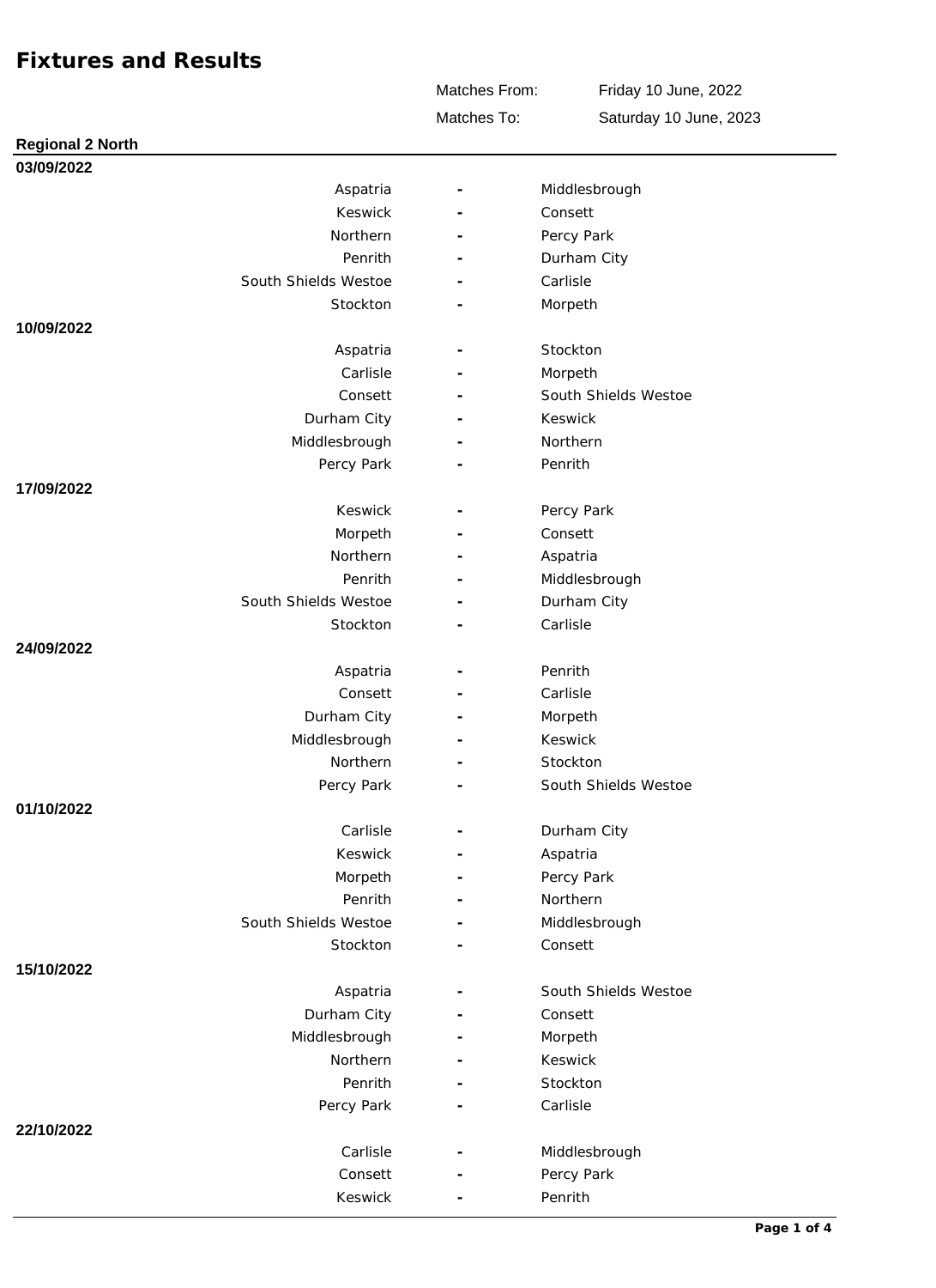# Fixtures and Results

Matches From: Friday 10 June, 2022

Matches To: Saturday 10 June, 2023

## Regional 2 North

### 03/09/2022

| Home | | Away |
|---|---|---|
| Aspatria | - | Middlesbrough |
| Keswick | - | Consett |
| Northern | - | Percy Park |
| Penrith | - | Durham City |
| South Shields Westoe | - | Carlisle |
| Stockton | - | Morpeth |

### 10/09/2022

| Home | | Away |
|---|---|---|
| Aspatria | - | Stockton |
| Carlisle | - | Morpeth |
| Consett | - | South Shields Westoe |
| Durham City | - | Keswick |
| Middlesbrough | - | Northern |
| Percy Park | - | Penrith |

### 17/09/2022

| Home | | Away |
|---|---|---|
| Keswick | - | Percy Park |
| Morpeth | - | Consett |
| Northern | - | Aspatria |
| Penrith | - | Middlesbrough |
| South Shields Westoe | - | Durham City |
| Stockton | - | Carlisle |

### 24/09/2022

| Home | | Away |
|---|---|---|
| Aspatria | - | Penrith |
| Consett | - | Carlisle |
| Durham City | - | Morpeth |
| Middlesbrough | - | Keswick |
| Northern | - | Stockton |
| Percy Park | - | South Shields Westoe |

### 01/10/2022

| Home | | Away |
|---|---|---|
| Carlisle | - | Durham City |
| Keswick | - | Aspatria |
| Morpeth | - | Percy Park |
| Penrith | - | Northern |
| South Shields Westoe | - | Middlesbrough |
| Stockton | - | Consett |

### 15/10/2022

| Home | | Away |
|---|---|---|
| Aspatria | - | South Shields Westoe |
| Durham City | - | Consett |
| Middlesbrough | - | Morpeth |
| Northern | - | Keswick |
| Penrith | - | Stockton |
| Percy Park | - | Carlisle |

### 22/10/2022

| Home | | Away |
|---|---|---|
| Carlisle | - | Middlesbrough |
| Consett | - | Percy Park |
| Keswick | - | Penrith |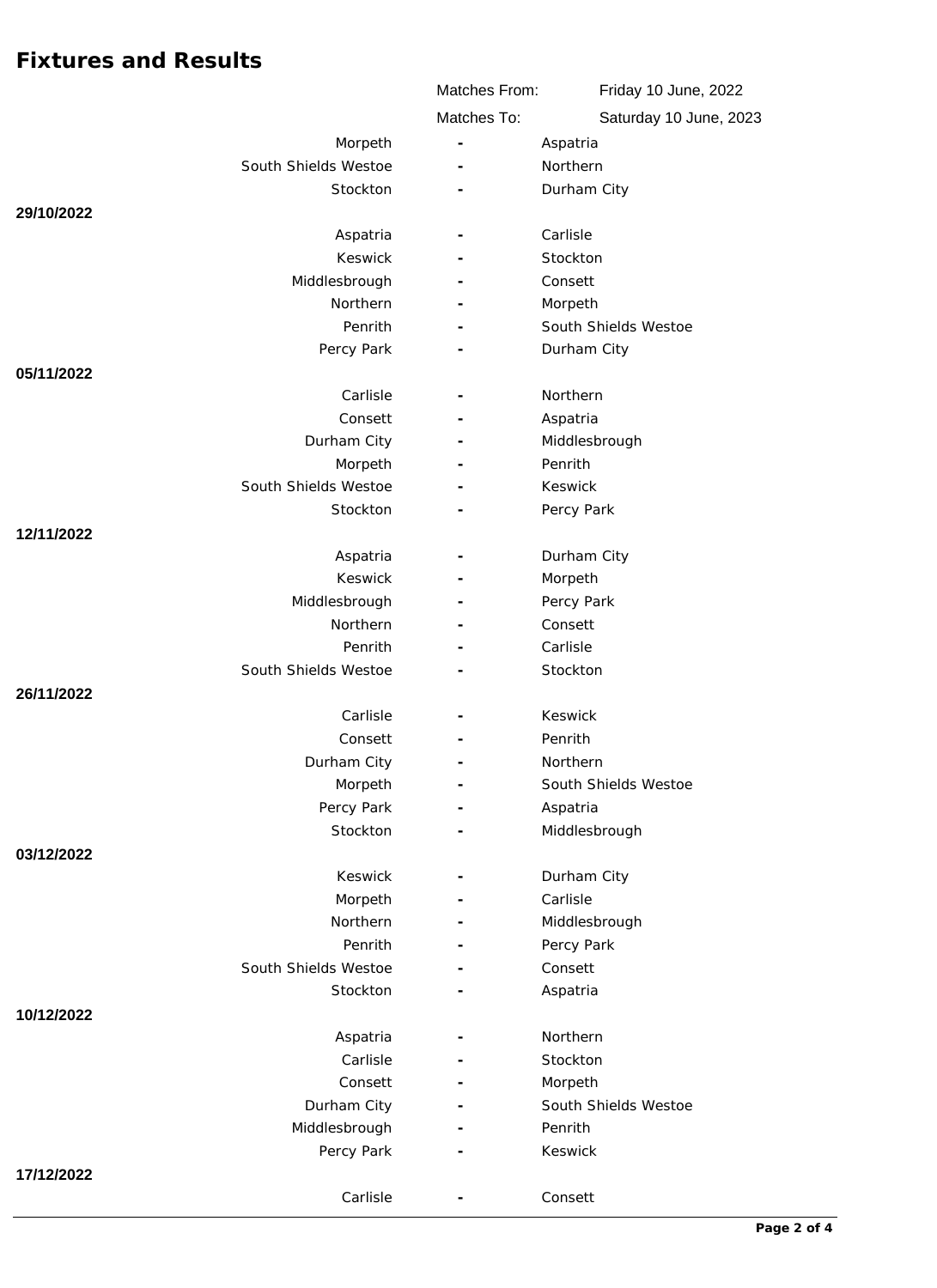# Fixtures and Results

| | | |
|---|---|---|
| Matches From: | Friday 10 June, 2022 | |
| Matches To: | Saturday 10 June, 2023 | |

| Date | Home | | Away |
|---|---|---|---|
| | Morpeth | - | Aspatria |
| | South Shields Westoe | - | Northern |
| | Stockton | - | Durham City |
| **29/10/2022** | | | |
| | Aspatria | - | Carlisle |
| | Keswick | - | Stockton |
| | Middlesbrough | - | Consett |
| | Northern | - | Morpeth |
| | Penrith | - | South Shields Westoe |
| | Percy Park | - | Durham City |
| **05/11/2022** | | | |
| | Carlisle | - | Northern |
| | Consett | - | Aspatria |
| | Durham City | - | Middlesbrough |
| | Morpeth | - | Penrith |
| | South Shields Westoe | - | Keswick |
| | Stockton | - | Percy Park |
| **12/11/2022** | | | |
| | Aspatria | - | Durham City |
| | Keswick | - | Morpeth |
| | Middlesbrough | - | Percy Park |
| | Northern | - | Consett |
| | Penrith | - | Carlisle |
| | South Shields Westoe | - | Stockton |
| **26/11/2022** | | | |
| | Carlisle | - | Keswick |
| | Consett | - | Penrith |
| | Durham City | - | Northern |
| | Morpeth | - | South Shields Westoe |
| | Percy Park | - | Aspatria |
| | Stockton | - | Middlesbrough |
| **03/12/2022** | | | |
| | Keswick | - | Durham City |
| | Morpeth | - | Carlisle |
| | Northern | - | Middlesbrough |
| | Penrith | - | Percy Park |
| | South Shields Westoe | - | Consett |
| | Stockton | - | Aspatria |
| **10/12/2022** | | | |
| | Aspatria | - | Northern |
| | Carlisle | - | Stockton |
| | Consett | - | Morpeth |
| | Durham City | - | South Shields Westoe |
| | Middlesbrough | - | Penrith |
| | Percy Park | - | Keswick |
| **17/12/2022** | | | |
| | Carlisle | - | Consett |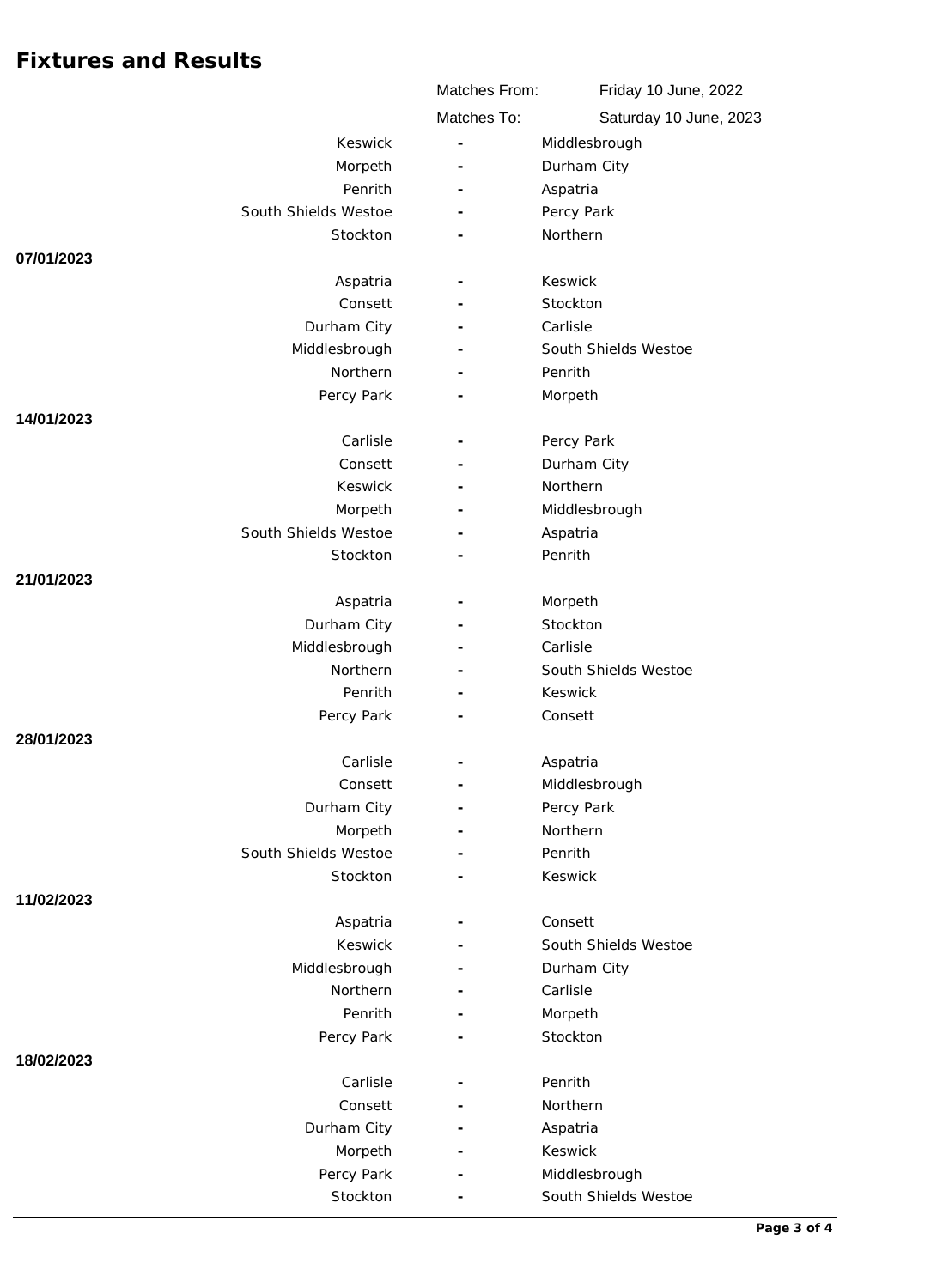# Fixtures and Results

| | |
|---|---|
| Matches From: | Friday 10 June, 2022 |
| Matches To: | Saturday 10 June, 2023 |

| Date | Home | | Away |
|---|---|---|---|
| | Keswick | - | Middlesbrough |
| | Morpeth | - | Durham City |
| | Penrith | - | Aspatria |
| | South Shields Westoe | - | Percy Park |
| | Stockton | - | Northern |
| **07/01/2023** | | | |
| | Aspatria | - | Keswick |
| | Consett | - | Stockton |
| | Durham City | - | Carlisle |
| | Middlesbrough | - | South Shields Westoe |
| | Northern | - | Penrith |
| | Percy Park | - | Morpeth |
| **14/01/2023** | | | |
| | Carlisle | - | Percy Park |
| | Consett | - | Durham City |
| | Keswick | - | Northern |
| | Morpeth | - | Middlesbrough |
| | South Shields Westoe | - | Aspatria |
| | Stockton | - | Penrith |
| **21/01/2023** | | | |
| | Aspatria | - | Morpeth |
| | Durham City | - | Stockton |
| | Middlesbrough | - | Carlisle |
| | Northern | - | South Shields Westoe |
| | Penrith | - | Keswick |
| | Percy Park | - | Consett |
| **28/01/2023** | | | |
| | Carlisle | - | Aspatria |
| | Consett | - | Middlesbrough |
| | Durham City | - | Percy Park |
| | Morpeth | - | Northern |
| | South Shields Westoe | - | Penrith |
| | Stockton | - | Keswick |
| **11/02/2023** | | | |
| | Aspatria | - | Consett |
| | Keswick | - | South Shields Westoe |
| | Middlesbrough | - | Durham City |
| | Northern | - | Carlisle |
| | Penrith | - | Morpeth |
| | Percy Park | - | Stockton |
| **18/02/2023** | | | |
| | Carlisle | - | Penrith |
| | Consett | - | Northern |
| | Durham City | - | Aspatria |
| | Morpeth | - | Keswick |
| | Percy Park | - | Middlesbrough |
| | Stockton | - | South Shields Westoe |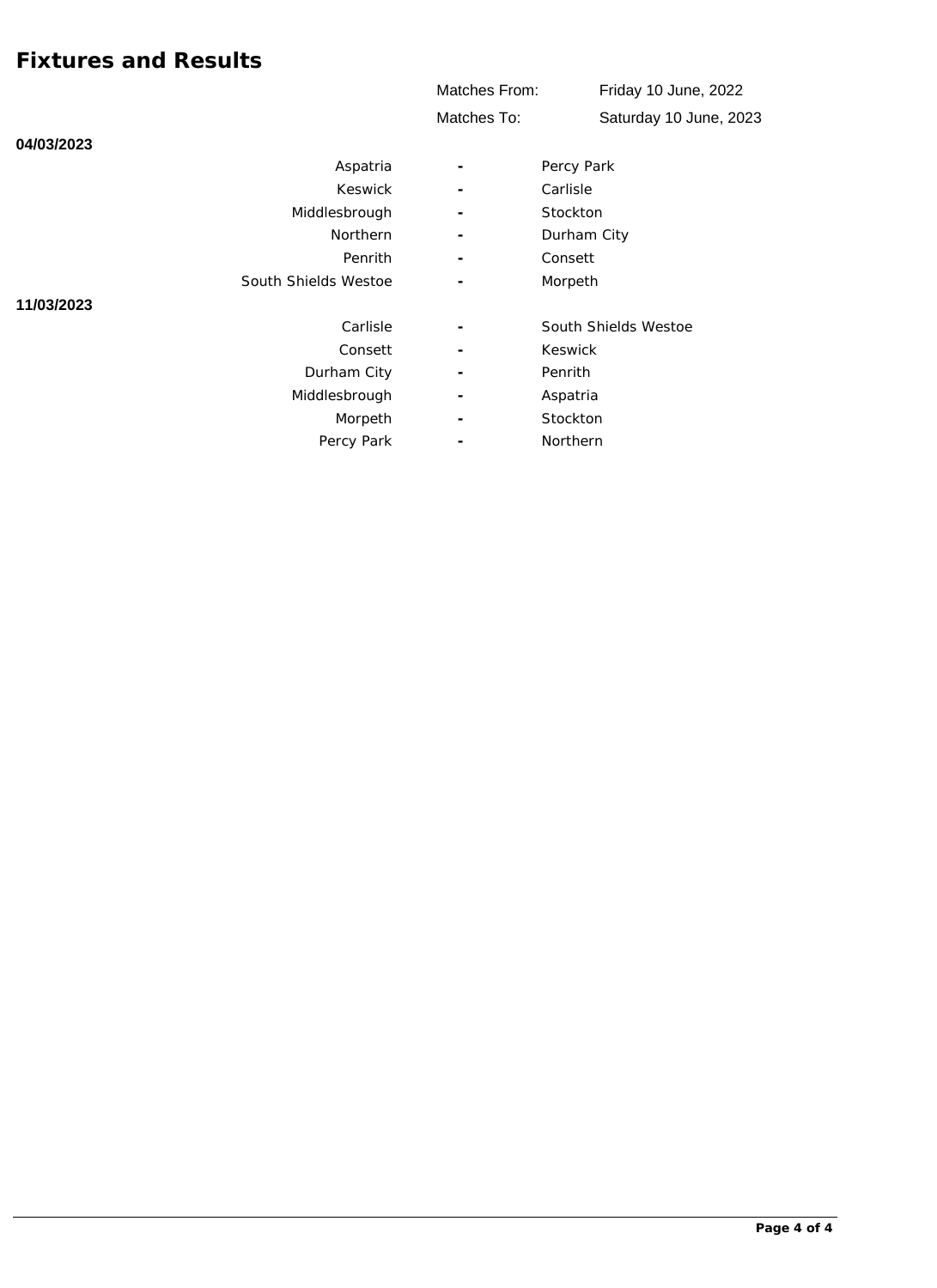# Fixtures and Results

| | |
|---|---|
| Matches From: | Friday 10 June, 2022 |
| Matches To: | Saturday 10 June, 2023 |

**04/03/2023**

| | | |
|---|---|---|
| Aspatria | - | Percy Park |
| Keswick | - | Carlisle |
| Middlesbrough | - | Stockton |
| Northern | - | Durham City |
| Penrith | - | Consett |
| South Shields Westoe | - | Morpeth |

**11/03/2023**

| | | |
|---|---|---|
| Carlisle | - | South Shields Westoe |
| Consett | - | Keswick |
| Durham City | - | Penrith |
| Middlesbrough | - | Aspatria |
| Morpeth | - | Stockton |
| Percy Park | - | Northern |